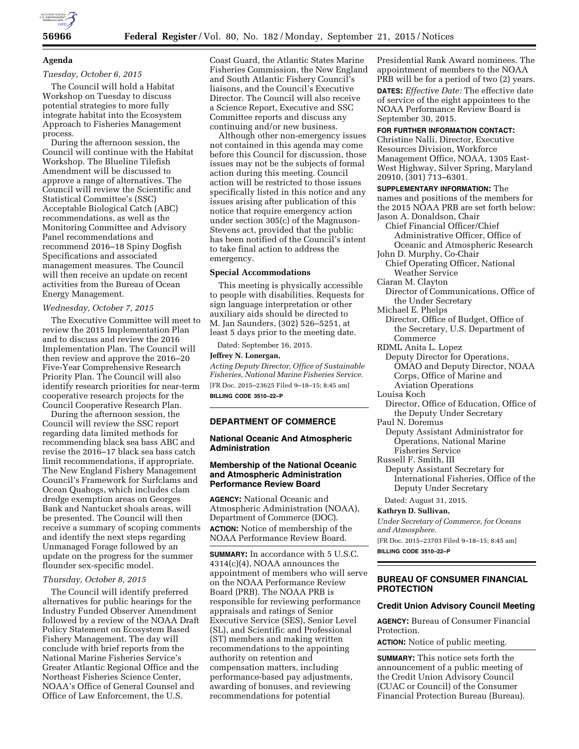## Agenda

*Tuesday, October 6, 2015*

The Council will hold a Habitat Workshop on Tuesday to discuss potential strategies to more fully integrate habitat into the Ecosystem Approach to Fisheries Management process.

During the afternoon session, the Council will continue with the Habitat Workshop. The Blueline Tilefish Amendment will be discussed to approve a range of alternatives. The Council will review the Scientific and Statistical Committee's (SSC) Acceptable Biological Catch (ABC) recommendations, as well as the Monitoring Committee and Advisory Panel recommendations and recommend 2016–18 Spiny Dogfish Specifications and associated management measures. The Council will then receive an update on recent activities from the Bureau of Ocean Energy Management.

*Wednesday, October 7, 2015*

The Executive Committee will meet to review the 2015 Implementation Plan and to discuss and review the 2016 Implementation Plan. The Council will then review and approve the 2016–20 Five-Year Comprehensive Research Priority Plan. The Council will also identify research priorities for near-term cooperative research projects for the Council Cooperative Research Plan.

During the afternoon session, the Council will review the SSC report regarding data limited methods for recommending black sea bass ABC and revise the 2016–17 black sea bass catch limit recommendations, if appropriate. The New England Fishery Management Council's Framework for Surfclams and Ocean Quahogs, which includes clam dredge exemption areas on Georges Bank and Nantucket shoals areas, will be presented. The Council will then receive a summary of scoping comments and identify the next steps regarding Unmanaged Forage followed by an update on the progress for the summer flounder sex-specific model.

*Thursday, October 8, 2015*

The Council will identify preferred alternatives for public hearings for the Industry Funded Observer Amendment followed by a review of the NOAA Draft Policy Statement on Ecosystem Based Fishery Management. The day will conclude with brief reports from the National Marine Fisheries Service's Greater Atlantic Regional Office and the Northeast Fisheries Science Center, NOAA's Office of General Counsel and Office of Law Enforcement, the U.S. Coast Guard, the Atlantic States Marine Fisheries Commission, the New England and South Atlantic Fishery Council's liaisons, and the Council's Executive Director. The Council will also receive a Science Report, Executive and SSC Committee reports and discuss any continuing and/or new business.

Although other non-emergency issues not contained in this agenda may come before this Council for discussion, those issues may not be the subjects of formal action during this meeting. Council action will be restricted to those issues specifically listed in this notice and any issues arising after publication of this notice that require emergency action under section 305(c) of the Magnuson-Stevens act, provided that the public has been notified of the Council's intent to take final action to address the emergency.

## Special Accommodations

This meeting is physically accessible to people with disabilities. Requests for sign language interpretation or other auxiliary aids should be directed to M. Jan Saunders, (302) 526–5251, at least 5 days prior to the meeting date.

Dated: September 16, 2015.

**Jeffrey N. Lonergan,**

*Acting Deputy Director, Office of Sustainable Fisheries, National Marine Fisheries Service.*

[FR Doc. 2015–23625 Filed 9–18–15; 8:45 am]

**BILLING CODE 3510–22–P**

---

## DEPARTMENT OF COMMERCE

### National Oceanic And Atmospheric Administration

### Membership of the National Oceanic and Atmospheric Administration Performance Review Board

**AGENCY:** National Oceanic and Atmospheric Administration (NOAA), Department of Commerce (DOC).

**ACTION:** Notice of membership of the NOAA Performance Review Board.

**SUMMARY:** In accordance with 5 U.S.C. 4314(c)(4), NOAA announces the appointment of members who will serve on the NOAA Performance Review Board (PRB). The NOAA PRB is responsible for reviewing performance appraisals and ratings of Senior Executive Service (SES), Senior Level (SL), and Scientific and Professional (ST) members and making written recommendations to the appointing authority on retention and compensation matters, including performance-based pay adjustments, awarding of bonuses, and reviewing recommendations for potential Presidential Rank Award nominees. The appointment of members to the NOAA PRB will be for a period of two (2) years.

**DATES:** *Effective Date:* The effective date of service of the eight appointees to the NOAA Performance Review Board is September 30, 2015.

**FOR FURTHER INFORMATION CONTACT:** Christine Nalli, Director, Executive Resources Division, Workforce Management Office, NOAA, 1305 East-West Highway, Silver Spring, Maryland 20910, (301) 713–6301.

**SUPPLEMENTARY INFORMATION:** The names and positions of the members for the 2015 NOAA PRB are set forth below:

Jason A. Donaldson, Chair
Chief Financial Officer/Chief Administrative Officer, Office of Oceanic and Atmospheric Research

John D. Murphy, Co-Chair
Chief Operating Officer, National Weather Service

Ciaran M. Clayton
Director of Communications, Office of the Under Secretary

Michael E. Phelps
Director, Office of Budget, Office of the Secretary, U.S. Department of Commerce

RDML Anita L. Lopez
Deputy Director for Operations, OMAO and Deputy Director, NOAA Corps, Office of Marine and Aviation Operations

Louisa Koch
Director, Office of Education, Office of the Deputy Under Secretary

Paul N. Doremus
Deputy Assistant Administrator for Operations, National Marine Fisheries Service

Russell F. Smith, III
Deputy Assistant Secretary for International Fisheries, Office of the Deputy Under Secretary

Dated: August 31, 2015.

**Kathryn D. Sullivan,**

*Under Secretary of Commerce, for Oceans and Atmosphere.*

[FR Doc. 2015–23703 Filed 9–18–15; 8:45 am]

**BILLING CODE 3510–22–P**

---

## BUREAU OF CONSUMER FINANCIAL PROTECTION

### Credit Union Advisory Council Meeting

**AGENCY:** Bureau of Consumer Financial Protection.

**ACTION:** Notice of public meeting.

**SUMMARY:** This notice sets forth the announcement of a public meeting of the Credit Union Advisory Council (CUAC or Council) of the Consumer Financial Protection Bureau (Bureau).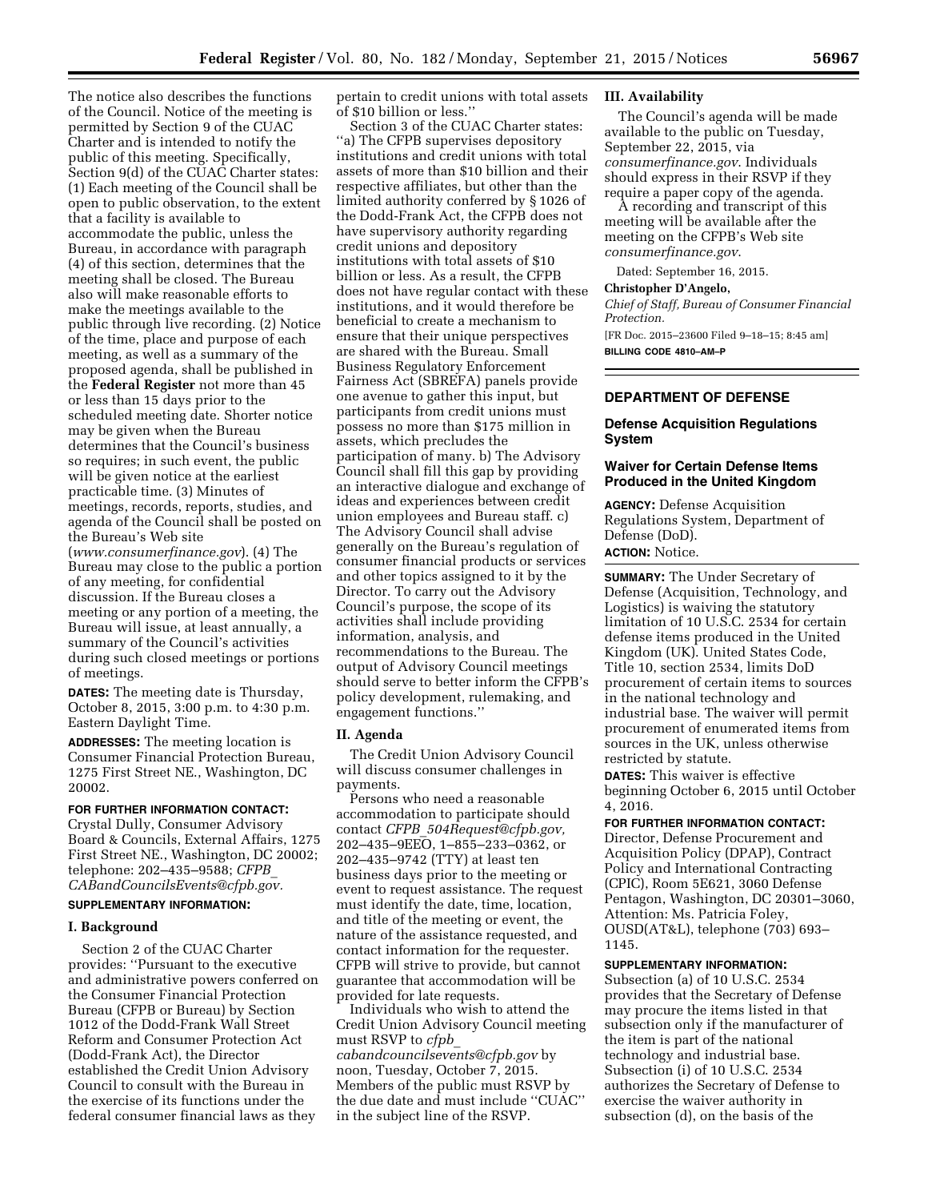The notice also describes the functions of the Council. Notice of the meeting is permitted by Section 9 of the CUAC Charter and is intended to notify the public of this meeting. Specifically, Section 9(d) of the CUAC Charter states: (1) Each meeting of the Council shall be open to public observation, to the extent that a facility is available to accommodate the public, unless the Bureau, in accordance with paragraph (4) of this section, determines that the meeting shall be closed. The Bureau also will make reasonable efforts to make the meetings available to the public through live recording. (2) Notice of the time, place and purpose of each meeting, as well as a summary of the proposed agenda, shall be published in the **Federal Register** not more than 45 or less than 15 days prior to the scheduled meeting date. Shorter notice may be given when the Bureau determines that the Council's business so requires; in such event, the public will be given notice at the earliest practicable time. (3) Minutes of meetings, records, reports, studies, and agenda of the Council shall be posted on the Bureau's Web site (*www.consumerfinance.gov*). (4) The Bureau may close to the public a portion of any meeting, for confidential discussion. If the Bureau closes a meeting or any portion of a meeting, the Bureau will issue, at least annually, a summary of the Council's activities during such closed meetings or portions of meetings.

**DATES:** The meeting date is Thursday, October 8, 2015, 3:00 p.m. to 4:30 p.m. Eastern Daylight Time.

**ADDRESSES:** The meeting location is Consumer Financial Protection Bureau, 1275 First Street NE., Washington, DC 20002.

**FOR FURTHER INFORMATION CONTACT:** Crystal Dully, Consumer Advisory Board & Councils, External Affairs, 1275 First Street NE., Washington, DC 20002; telephone: 202–435–9588; *CFPB_CABandCouncilsEvents@cfpb.gov.*

**SUPPLEMENTARY INFORMATION:**

## I. Background

Section 2 of the CUAC Charter provides: ''Pursuant to the executive and administrative powers conferred on the Consumer Financial Protection Bureau (CFPB or Bureau) by Section 1012 of the Dodd-Frank Wall Street Reform and Consumer Protection Act (Dodd-Frank Act), the Director established the Credit Union Advisory Council to consult with the Bureau in the exercise of its functions under the federal consumer financial laws as they pertain to credit unions with total assets of $10 billion or less.''

Section 3 of the CUAC Charter states: ''a) The CFPB supervises depository institutions and credit unions with total assets of more than $10 billion and their respective affiliates, but other than the limited authority conferred by § 1026 of the Dodd-Frank Act, the CFPB does not have supervisory authority regarding credit unions and depository institutions with total assets of $10 billion or less. As a result, the CFPB does not have regular contact with these institutions, and it would therefore be beneficial to create a mechanism to ensure that their unique perspectives are shared with the Bureau. Small Business Regulatory Enforcement Fairness Act (SBREFA) panels provide one avenue to gather this input, but participants from credit unions must possess no more than $175 million in assets, which precludes the participation of many. b) The Advisory Council shall fill this gap by providing an interactive dialogue and exchange of ideas and experiences between credit union employees and Bureau staff. c) The Advisory Council shall advise generally on the Bureau's regulation of consumer financial products or services and other topics assigned to it by the Director. To carry out the Advisory Council's purpose, the scope of its activities shall include providing information, analysis, and recommendations to the Bureau. The output of Advisory Council meetings should serve to better inform the CFPB's policy development, rulemaking, and engagement functions.''

## II. Agenda

The Credit Union Advisory Council will discuss consumer challenges in payments.

Persons who need a reasonable accommodation to participate should contact *CFPB_504Request@cfpb.gov,* 202–435–9EEO, 1–855–233–0362, or 202–435–9742 (TTY) at least ten business days prior to the meeting or event to request assistance. The request must identify the date, time, location, and title of the meeting or event, the nature of the assistance requested, and contact information for the requester. CFPB will strive to provide, but cannot guarantee that accommodation will be provided for late requests.

Individuals who wish to attend the Credit Union Advisory Council meeting must RSVP to *cfpb_cabandcouncilsevents@cfpb.gov* by noon, Tuesday, October 7, 2015. Members of the public must RSVP by the due date and must include ''CUAC'' in the subject line of the RSVP.

## III. Availability

The Council's agenda will be made available to the public on Tuesday, September 22, 2015, via *consumerfinance.gov*. Individuals should express in their RSVP if they require a paper copy of the agenda.

A recording and transcript of this meeting will be available after the meeting on the CFPB's Web site *consumerfinance.gov*.

Dated: September 16, 2015.

**Christopher D'Angelo,**

*Chief of Staff, Bureau of Consumer Financial Protection.*

[FR Doc. 2015–23600 Filed 9–18–15; 8:45 am]

**BILLING CODE 4810–AM–P**

---

# DEPARTMENT OF DEFENSE

## Defense Acquisition Regulations System

## Waiver for Certain Defense Items Produced in the United Kingdom

**AGENCY:** Defense Acquisition Regulations System, Department of Defense (DoD).

**ACTION:** Notice.

**SUMMARY:** The Under Secretary of Defense (Acquisition, Technology, and Logistics) is waiving the statutory limitation of 10 U.S.C. 2534 for certain defense items produced in the United Kingdom (UK). United States Code, Title 10, section 2534, limits DoD procurement of certain items to sources in the national technology and industrial base. The waiver will permit procurement of enumerated items from sources in the UK, unless otherwise restricted by statute.

**DATES:** This waiver is effective beginning October 6, 2015 until October 4, 2016.

**FOR FURTHER INFORMATION CONTACT:** Director, Defense Procurement and Acquisition Policy (DPAP), Contract Policy and International Contracting (CPIC), Room 5E621, 3060 Defense Pentagon, Washington, DC 20301–3060, Attention: Ms. Patricia Foley, OUSD(AT&L), telephone (703) 693–1145.

**SUPPLEMENTARY INFORMATION:** Subsection (a) of 10 U.S.C. 2534 provides that the Secretary of Defense may procure the items listed in that subsection only if the manufacturer of the item is part of the national technology and industrial base. Subsection (i) of 10 U.S.C. 2534 authorizes the Secretary of Defense to exercise the waiver authority in subsection (d), on the basis of the